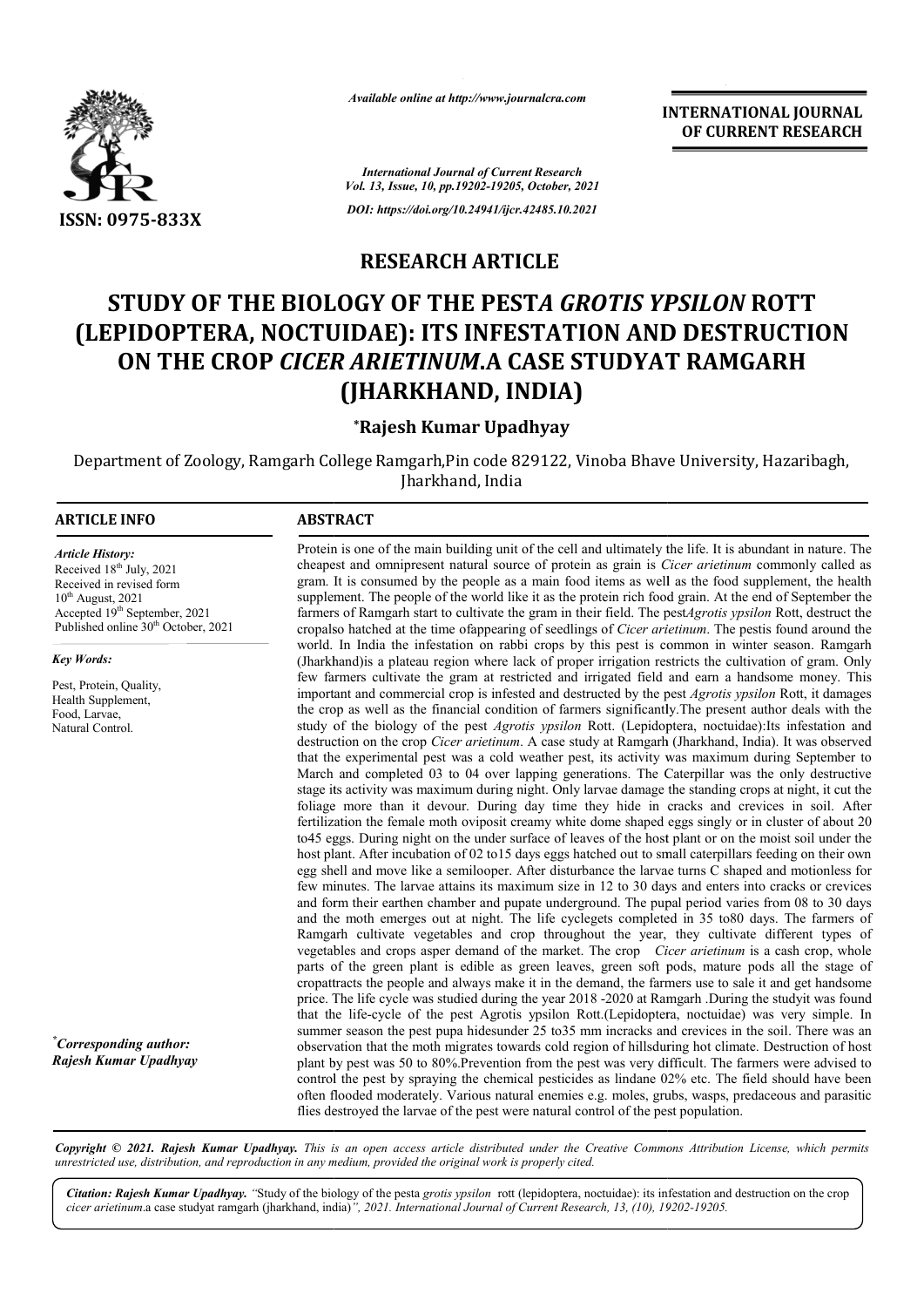ISSN: 0975-833X

*Available online at http://www.journalcra.com*

*International Journal of Current Research*
*Vol. 13, Issue, 10, pp.19202-19205, October, 2021*

*DOI: https://doi.org/10.24941/ijcr.42485.10.2021*

**INTERNATIONAL JOURNAL OF CURRENT RESEARCH**

## RESEARCH ARTICLE

# STUDY OF THE BIOLOGY OF THE PEST*A GROTIS YPSILON* ROTT (LEPIDOPTERA, NOCTUIDAE): ITS INFESTATION AND DESTRUCTION ON THE CROP *CICER ARIETINUM*.A CASE STUDYAT RAMGARH (JHARKHAND, INDIA)

**\*Rajesh Kumar Upadhyay**

Department of Zoology, Ramgarh College Ramgarh,Pin code 829122, Vinoba Bhave University, Hazaribagh, Jharkhand, India

### ARTICLE INFO

*Article History:*
Received 18th July, 2021
Received in revised form
10th August, 2021
Accepted 19th September, 2021
Published online 30th October, 2021

*Key Words:*

Pest, Protein, Quality, Health Supplement, Food, Larvae, Natural Control.

*\*Corresponding author:*
*Rajesh Kumar Upadhyay*

### ABSTRACT

Protein is one of the main building unit of the cell and ultimately the life. It is abundant in nature. The cheapest and omnipresent natural source of protein as grain is *Cicer arietinum* commonly called as gram. It is consumed by the people as a main food items as well as the food supplement, the health supplement. The people of the world like it as the protein rich food grain. At the end of September the farmers of Ramgarh start to cultivate the gram in their field. The pest*Agrotis ypsilon* Rott, destruct the cropalso hatched at the time ofappearing of seedlings of *Cicer arietinum*. The pestis found around the world. In India the infestation on rabbi crops by this pest is common in winter season. Ramgarh (Jharkhand)is a plateau region where lack of proper irrigation restricts the cultivation of gram. Only few farmers cultivate the gram at restricted and irrigated field and earn a handsome money. This important and commercial crop is infested and destructed by the pest *Agrotis ypsilon* Rott, it damages the crop as well as the financial condition of farmers significantly.The present author deals with the study of the biology of the pest *Agrotis ypsilon* Rott. (Lepidoptera, noctuidae):Its infestation and destruction on the crop *Cicer arietinum*. A case study at Ramgarh (Jharkhand, India). It was observed that the experimental pest was a cold weather pest, its activity was maximum during September to March and completed 03 to 04 over lapping generations. The Caterpillar was the only destructive stage its activity was maximum during night. Only larvae damage the standing crops at night, it cut the foliage more than it devour. During day time they hide in cracks and crevices in soil. After fertilization the female moth oviposit creamy white dome shaped eggs singly or in cluster of about 20 to45 eggs. During night on the under surface of leaves of the host plant or on the moist soil under the host plant. After incubation of 02 to15 days eggs hatched out to small caterpillars feeding on their own egg shell and move like a semilooper. After disturbance the larvae turns C shaped and motionless for few minutes. The larvae attains its maximum size in 12 to 30 days and enters into cracks or crevices and form their earthen chamber and pupate underground. The pupal period varies from 08 to 30 days and the moth emerges out at night. The life cyclegets completed in 35 to80 days. The farmers of Ramgarh cultivate vegetables and crop throughout the year, they cultivate different types of vegetables and crops asper demand of the market. The crop *Cicer arietinum* is a cash crop, whole parts of the green plant is edible as green leaves, green soft pods, mature pods all the stage of cropattracts the people and always make it in the demand, the farmers use to sale it and get handsome price. The life cycle was studied during the year 2018 -2020 at Ramgarh .During the studyit was found that the life-cycle of the pest Agrotis ypsilon Rott.(Lepidoptera, noctuidae) was very simple. In summer season the pest pupa hidesunder 25 to35 mm incracks and crevices in the soil. There was an observation that the moth migrates towards cold region of hillsduring hot climate. Destruction of host plant by pest was 50 to 80%.Prevention from the pest was very difficult. The farmers were advised to control the pest by spraying the chemical pesticides as lindane 02% etc. The field should have been often flooded moderately. Various natural enemies e.g. moles, grubs, wasps, predaceous and parasitic flies destroyed the larvae of the pest were natural control of the pest population.

*Copyright © 2021. Rajesh Kumar Upadhyay. This is an open access article distributed under the Creative Commons Attribution License, which permits unrestricted use, distribution, and reproduction in any medium, provided the original work is properly cited.*

*Citation: Rajesh Kumar Upadhyay.* "Study of the biology of the pesta *grotis ypsilon* rott (lepidoptera, noctuidae): its infestation and destruction on the crop *cicer arietinum*.a case studyat ramgarh (jharkhand, india)*", 2021. International Journal of Current Research, 13, (10), 19202-19205.*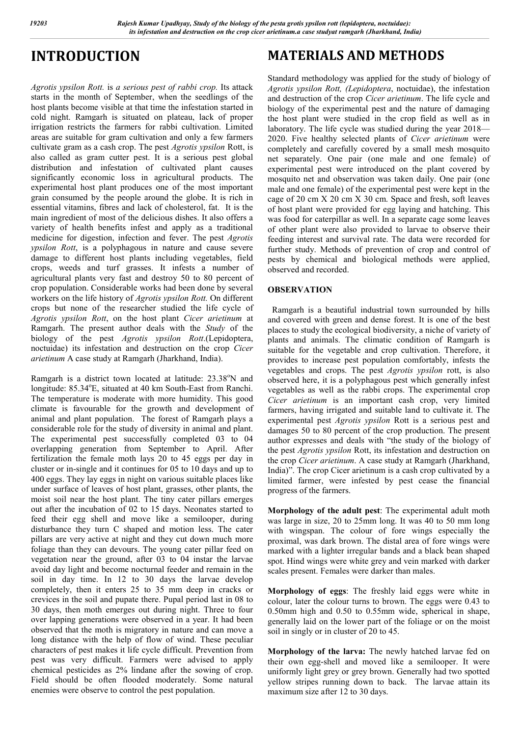# INTRODUCTION

*Agrotis ypsilon Rott.* is *a serious pest of rabbi crop.* Its attack starts in the month of September, when the seedlings of the host plants become visible at that time the infestation started in cold night. Ramgarh is situated on plateau, lack of proper irrigation restricts the farmers for rabbi cultivation. Limited areas are suitable for gram cultivation and only a few farmers cultivate gram as a cash crop. The pest *Agrotis ypsilon* Rott, is also called as gram cutter pest. It is a serious pest global distribution and infestation of cultivated plant causes significantly economic loss in agricultural products. The experimental host plant produces one of the most important grain consumed by the people around the globe. It is rich in essential vitamins, fibres and lack of cholesterol, fat. It is the main ingredient of most of the delicious dishes. It also offers a variety of health benefits infest and apply as a traditional medicine for digestion, infection and fever. The pest *Agrotis ypsilon Rott*, is a polyphagous in nature and cause severe damage to different host plants including vegetables, field crops, weeds and turf grasses. It infests a number of agricultural plants very fast and destroy 50 to 80 percent of crop population. Considerable works had been done by several workers on the life history of *Agrotis ypsilon Rott.* On different crops but none of the researcher studied the life cycle of *Agrotis ypsilon Rott*, on the host plant *Cicer arietinum* at Ramgarh. The present author deals with the *Study* of the biology of the pest *Agrotis ypsilon Rott*.(Lepidoptera, noctuidae) its infestation and destruction on the crop *Cicer arietinum* A case study at Ramgarh (Jharkhand, India).

Ramgarh is a district town located at latitude: 23.38°N and longitude: 85.34°E, situated at 40 km South-East from Ranchi. The temperature is moderate with more humidity. This good climate is favourable for the growth and development of animal and plant population. The forest of Ramgarh plays a considerable role for the study of diversity in animal and plant. The experimental pest successfully completed 03 to 04 overlapping generation from September to April. After fertilization the female moth lays 20 to 45 eggs per day in cluster or in-single and it continues for 05 to 10 days and up to 400 eggs. They lay eggs in night on various suitable places like under surface of leaves of host plant, grasses, other plants, the moist soil near the host plant. The tiny cater pillars emerges out after the incubation of 02 to 15 days. Neonates started to feed their egg shell and move like a semilooper, during disturbance they turn C shaped and motion less. The cater pillars are very active at night and they cut down much more foliage than they can devours. The young cater pillar feed on vegetation near the ground, after 03 to 04 instar the larvae avoid day light and become nocturnal feeder and remain in the soil in day time. In 12 to 30 days the larvae develop completely, then it enters 25 to 35 mm deep in cracks or crevices in the soil and pupate there. Pupal period last in 08 to 30 days, then moth emerges out during night. Three to four over lapping generations were observed in a year. It had been observed that the moth is migratory in nature and can move a long distance with the help of flow of wind. These peculiar characters of pest makes it life cycle difficult. Prevention from pest was very difficult. Farmers were advised to apply chemical pesticides as 2% lindane after the sowing of crop. Field should be often flooded moderately. Some natural enemies were observe to control the pest population.

# MATERIALS AND METHODS

Standard methodology was applied for the study of biology of *Agrotis ypsilon Rott, (Lepidoptera*, noctuidae), the infestation and destruction of the crop *Cicer arietinum*. The life cycle and biology of the experimental pest and the nature of damaging the host plant were studied in the crop field as well as in laboratory. The life cycle was studied during the year 2018—2020. Five healthy selected plants of *Cicer arietinum* were completely and carefully covered by a small mesh mosquito net separately. One pair (one male and one female) of experimental pest were introduced on the plant covered by mosquito net and observation was taken daily. One pair (one male and one female) of the experimental pest were kept in the cage of 20 cm X 20 cm X 30 cm. Space and fresh, soft leaves of host plant were provided for egg laying and hatching. This was food for caterpillar as well. In a separate cage some leaves of other plant were also provided to larvae to observe their feeding interest and survival rate. The data were recorded for further study. Methods of prevention of crop and control of pests by chemical and biological methods were applied, observed and recorded.

## OBSERVATION

Ramgarh is a beautiful industrial town surrounded by hills and covered with green and dense forest. It is one of the best places to study the ecological biodiversity, a niche of variety of plants and animals. The climatic condition of Ramgarh is suitable for the vegetable and crop cultivation. Therefore, it provides to increase pest population comfortably, infests the vegetables and crops. The pest *Agrotis ypsilon* rott, is also observed here, it is a polyphagous pest which generally infest vegetables as well as the rabbi crops. The experimental crop *Cicer arietinum* is an important cash crop, very limited farmers, having irrigated and suitable land to cultivate it. The experimental pest *Agrotis ypsilon* Rott is a serious pest and damages 50 to 80 percent of the crop production. The present author expresses and deals with "the study of the biology of the pest *Agrotis ypsilon* Rott, its infestation and destruction on the crop *Cicer arietinum*. A case study at Ramgarh (Jharkhand, India)". The crop Cicer arietinum is a cash crop cultivated by a limited farmer, were infested by pest cease the financial progress of the farmers.

**Morphology of the adult pest**: The experimental adult moth was large in size, 20 to 25mm long. It was 40 to 50 mm long with wingspan. The colour of fore wings especially the proximal, was dark brown. The distal area of fore wings were marked with a lighter irregular bands and a black bean shaped spot. Hind wings were white grey and vein marked with darker scales present. Females were darker than males.

**Morphology of eggs**: The freshly laid eggs were white in colour, later the colour turns to brown. The eggs were 0.43 to 0.50mm high and 0.50 to 0.55mm wide, spherical in shape, generally laid on the lower part of the foliage or on the moist soil in singly or in cluster of 20 to 45.

**Morphology of the larva:** The newly hatched larvae fed on their own egg-shell and moved like a semilooper. It were uniformly light grey or grey brown. Generally had two spotted yellow stripes running down to back. The larvae attain its maximum size after 12 to 30 days.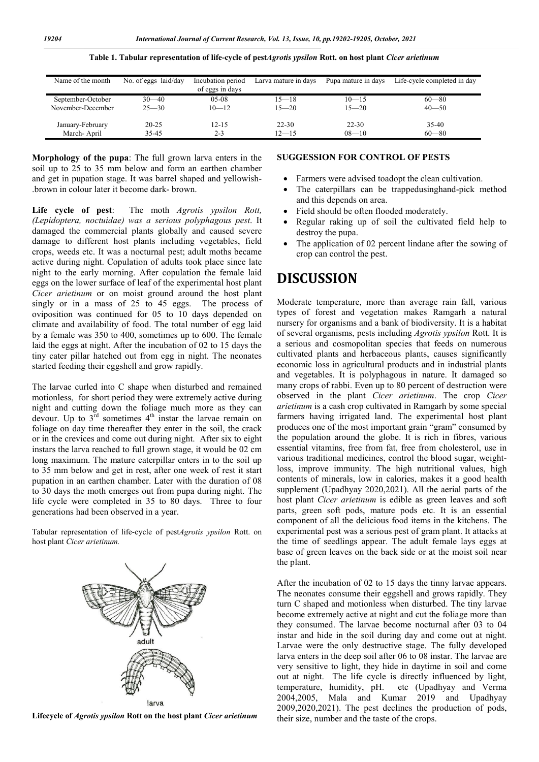**Table 1. Tabular representation of life-cycle of pest *Agrotis ypsilon* Rott. on host plant *Cicer arietinum***

| Name of the month | No. of eggs laid/day | Incubation period of eggs in days | Larva mature in days | Pupa mature in days | Life-cycle completed in day |
|---|---|---|---|---|---|
| September-October | 30—40 | 05-08 | 15—18 | 10—15 | 60—80 |
| November-December | 25—30 | 10—12 | 15—20 | 15—20 | 40—50 |
| January-February | 20-25 | 12-15 | 22-30 | 22-30 | 35-40 |
| March- April | 35-45 | 2-3 | 12—15 | 08—10 | 60—80 |

**Morphology of the pupa**: The full grown larva enters in the soil up to 25 to 35 mm below and form an earthen chamber and get in pupation stage. It was barrel shaped and yellowish-.brown in colour later it become dark- brown.

**Life cycle of pest**: The moth *Agrotis ypsilon Rott, (Lepidoptera, noctuidae) was a serious polyphagous pest*. It damaged the commercial plants globally and caused severe damage to different host plants including vegetables, field crops, weeds etc. It was a nocturnal pest; adult moths became active during night. Copulation of adults took place since late night to the early morning. After copulation the female laid eggs on the lower surface of leaf of the experimental host plant *Cicer arietinum* or on moist ground around the host plant singly or in a mass of 25 to 45 eggs. The process of oviposition was continued for 05 to 10 days depended on climate and availability of food. The total number of egg laid by a female was 350 to 400, sometimes up to 600. The female laid the eggs at night. After the incubation of 02 to 15 days the tiny cater pillar hatched out from egg in night. The neonates started feeding their eggshell and grow rapidly.

The larvae curled into C shape when disturbed and remained motionless, for short period they were extremely active during night and cutting down the foliage much more as they can devour. Up to 3rd sometimes 4th instar the larvae remain on foliage on day time thereafter they enter in the soil, the crack or in the crevices and come out during night. After six to eight instars the larva reached to full grown stage, it would be 02 cm long maximum. The mature caterpillar enters in to the soil up to 35 mm below and get in rest, after one week of rest it start pupation in an earthen chamber. Later with the duration of 08 to 30 days the moth emerges out from pupa during night. The life cycle were completed in 35 to 80 days. Three to four generations had been observed in a year.

Tabular representation of life-cycle of pest*Agrotis ypsilon* Rott. on host plant *Cicer arietinum*.

**Lifecycle of *Agrotis ypsilon* Rott on the host plant *Cicer arietinum***

**SUGGESSION FOR CONTROL OF PESTS**

- Farmers were advised toadopt the clean cultivation.
- The caterpillars can be trappedusinghand-pick method and this depends on area.
- Field should be often flooded moderately.
- Regular raking up of soil the cultivated field help to destroy the pupa.
- The application of 02 percent lindane after the sowing of crop can control the pest.

# DISCUSSION

Moderate temperature, more than average rain fall, various types of forest and vegetation makes Ramgarh a natural nursery for organisms and a bank of biodiversity. It is a habitat of several organisms, pests including *Agrotis ypsilon* Rott. It is a serious and cosmopolitan species that feeds on numerous cultivated plants and herbaceous plants, causes significantly economic loss in agricultural products and in industrial plants and vegetables. It is polyphagous in nature. It damaged so many crops of rabbi. Even up to 80 percent of destruction were observed in the plant *Cicer arietinum*. The crop *Cicer arietinum* is a cash crop cultivated in Ramgarh by some special farmers having irrigated land. The experimental host plant produces one of the most important grain "gram" consumed by the population around the globe. It is rich in fibres, various essential vitamins, free from fat, free from cholesterol, use in various traditional medicines, control the blood sugar, weight-loss, improve immunity. The high nutritional values, high contents of minerals, low in calories, makes it a good health supplement (Upadhyay 2020,2021). All the aerial parts of the host plant *Cicer arietinum* is edible as green leaves and soft parts, green soft pods, mature pods etc. It is an essential component of all the delicious food items in the kitchens. The experimental pest was a serious pest of gram plant. It attacks at the time of seedlings appear. The adult female lays eggs at base of green leaves on the back side or at the moist soil near the plant.

After the incubation of 02 to 15 days the tinny larvae appears. The neonates consume their eggshell and grows rapidly. They turn C shaped and motionless when disturbed. The tiny larvae become extremely active at night and cut the foliage more than they consumed. The larvae become nocturnal after 03 to 04 instar and hide in the soil during day and come out at night. Larvae were the only destructive stage. The fully developed larva enters in the deep soil after 06 to 08 instar. The larvae are very sensitive to light, they hide in daytime in soil and come out at night. The life cycle is directly influenced by light, temperature, humidity, pH. etc (Upadhyay and Verma 2004,2005, Mala and Kumar 2019 and Upadhyay 2009,2020,2021). The pest declines the production of pods, their size, number and the taste of the crops.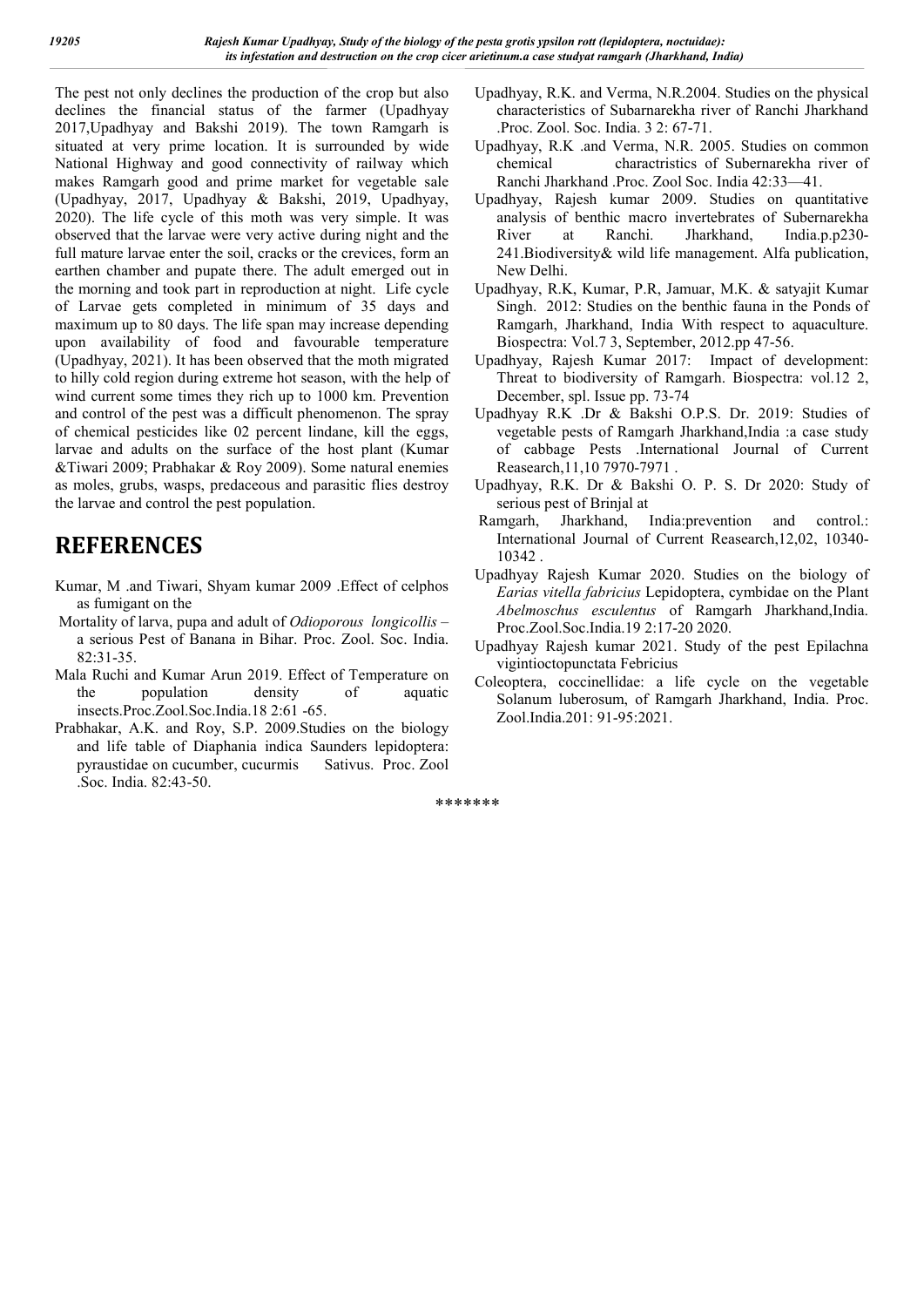The pest not only declines the production of the crop but also declines the financial status of the farmer (Upadhyay 2017,Upadhyay and Bakshi 2019). The town Ramgarh is situated at very prime location. It is surrounded by wide National Highway and good connectivity of railway which makes Ramgarh good and prime market for vegetable sale (Upadhyay, 2017, Upadhyay & Bakshi, 2019, Upadhyay, 2020). The life cycle of this moth was very simple. It was observed that the larvae were very active during night and the full mature larvae enter the soil, cracks or the crevices, form an earthen chamber and pupate there. The adult emerged out in the morning and took part in reproduction at night. Life cycle of Larvae gets completed in minimum of 35 days and maximum up to 80 days. The life span may increase depending upon availability of food and favourable temperature (Upadhyay, 2021). It has been observed that the moth migrated to hilly cold region during extreme hot season, with the help of wind current some times they rich up to 1000 km. Prevention and control of the pest was a difficult phenomenon. The spray of chemical pesticides like 02 percent lindane, kill the eggs, larvae and adults on the surface of the host plant (Kumar &Tiwari 2009; Prabhakar & Roy 2009). Some natural enemies as moles, grubs, wasps, predaceous and parasitic flies destroy the larvae and control the pest population.

# REFERENCES

- Kumar, M .and Tiwari, Shyam kumar 2009 .Effect of celphos as fumigant on the Mortality of larva, pupa and adult of *Odioporous longicollis* – a serious Pest of Banana in Bihar. Proc. Zool. Soc. India. 82:31-35.
- Mala Ruchi and Kumar Arun 2019. Effect of Temperature on the population density of aquatic insects.Proc.Zool.Soc.India.18 2:61 -65.
- Prabhakar, A.K. and Roy, S.P. 2009.Studies on the biology and life table of Diaphania indica Saunders lepidoptera: pyraustidae on cucumber, cucurmis Sativus. Proc. Zool .Soc. India. 82:43-50.
- Upadhyay, R.K. and Verma, N.R.2004. Studies on the physical characteristics of Subarnarekha river of Ranchi Jharkhand .Proc. Zool. Soc. India. 3 2: 67-71.
- Upadhyay, R.K .and Verma, N.R. 2005. Studies on common chemical charactristics of Subernarekha river of Ranchi Jharkhand .Proc. Zool Soc. India 42:33—41.
- Upadhyay, Rajesh kumar 2009. Studies on quantitative analysis of benthic macro invertebrates of Subernarekha River at Ranchi. Jharkhand, India.p.p230-241.Biodiversity& wild life management. Alfa publication, New Delhi.
- Upadhyay, R.K, Kumar, P.R, Jamuar, M.K. & satyajit Kumar Singh. 2012: Studies on the benthic fauna in the Ponds of Ramgarh, Jharkhand, India With respect to aquaculture. Biospectra: Vol.7 3, September, 2012.pp 47-56.
- Upadhyay, Rajesh Kumar 2017: Impact of development: Threat to biodiversity of Ramgarh. Biospectra: vol.12 2, December, spl. Issue pp. 73-74
- Upadhyay R.K .Dr & Bakshi O.P.S. Dr. 2019: Studies of vegetable pests of Ramgarh Jharkhand,India :a case study of cabbage Pests .International Journal of Current Reasearch,11,10 7970-7971 .
- Upadhyay, R.K. Dr & Bakshi O. P. S. Dr 2020: Study of serious pest of Brinjal at Ramgarh, Jharkhand, India:prevention and control.: International Journal of Current Reasearch,12,02, 10340-10342 .
- Upadhyay Rajesh Kumar 2020. Studies on the biology of *Earias vitella fabricius* Lepidoptera, cymbidae on the Plant *Abelmoschus esculentus* of Ramgarh Jharkhand,India. Proc.Zool.Soc.India.19 2:17-20 2020.
- Upadhyay Rajesh kumar 2021. Study of the pest Epilachna vigintioctopunctata Febricius Coleoptera, coccinellidae: a life cycle on the vegetable Solanum luberosum, of Ramgarh Jharkhand, India. Proc. Zool.India.201: 91-95:2021.

\*\*\*\*\*\*\*